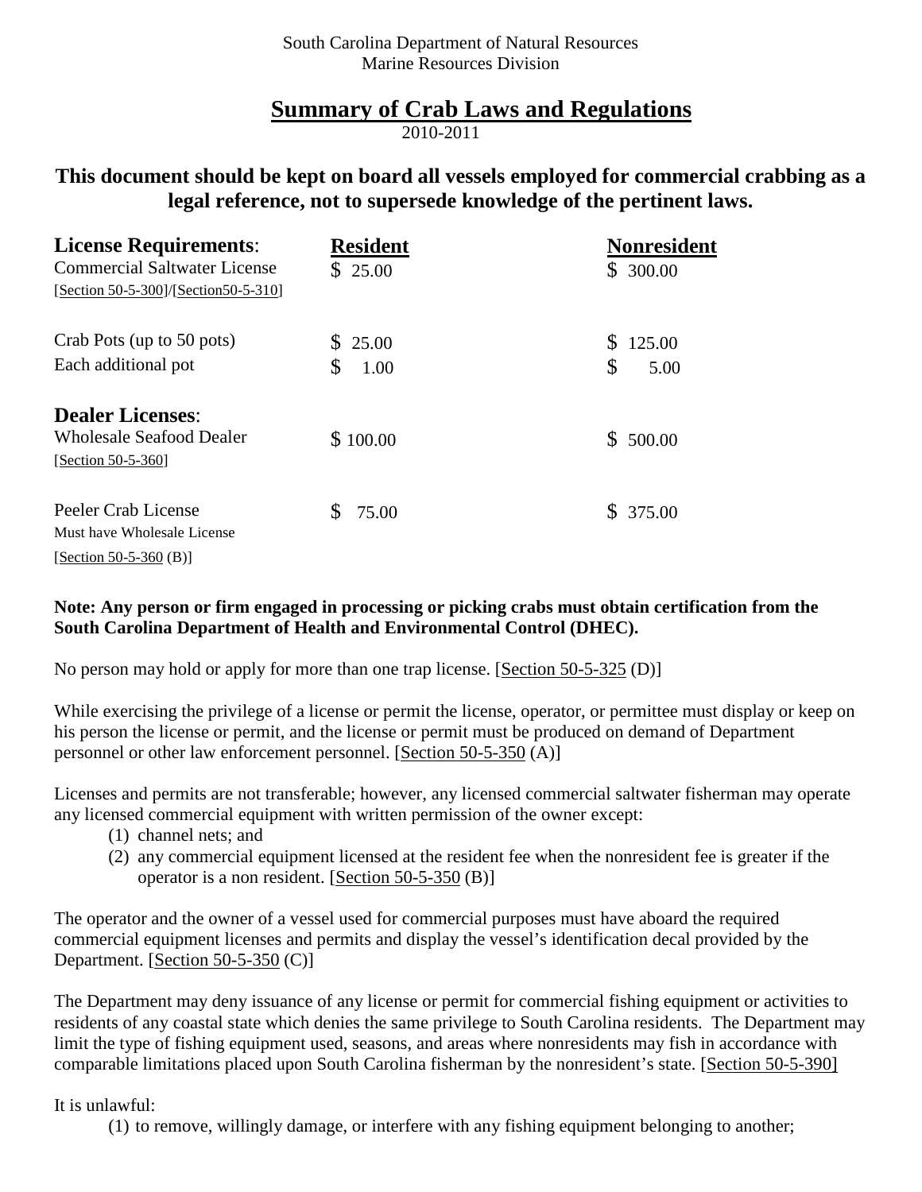South Carolina Department of Natural Resources
Marine Resources Division

# Summary of Crab Laws and Regulations

2010-2011

**This document should be kept on board all vessels employed for commercial crabbing as a legal reference, not to supersede knowledge of the pertinent laws.**

| **License Requirements**: | **Resident** | **Nonresident** |
|---|---|---|
| Commercial Saltwater License [Section 50-5-300]/[Section50-5-310] | $ 25.00 | $ 300.00 |
| Crab Pots (up to 50 pots) | $ 25.00 | $ 125.00 |
| Each additional pot | $ 1.00 | $ 5.00 |
| **Dealer Licenses**: | | |
| Wholesale Seafood Dealer [Section 50-5-360] | $ 100.00 | $ 500.00 |
| Peeler Crab License Must have Wholesale License [Section 50-5-360 (B)] | $ 75.00 | $ 375.00 |

**Note: Any person or firm engaged in processing or picking crabs must obtain certification from the South Carolina Department of Health and Environmental Control (DHEC).**

No person may hold or apply for more than one trap license. [Section 50-5-325 (D)]

While exercising the privilege of a license or permit the license, operator, or permittee must display or keep on his person the license or permit, and the license or permit must be produced on demand of Department personnel or other law enforcement personnel. [Section 50-5-350 (A)]

Licenses and permits are not transferable; however, any licensed commercial saltwater fisherman may operate any licensed commercial equipment with written permission of the owner except:

(1) channel nets; and
(2) any commercial equipment licensed at the resident fee when the nonresident fee is greater if the operator is a non resident. [Section 50-5-350 (B)]

The operator and the owner of a vessel used for commercial purposes must have aboard the required commercial equipment licenses and permits and display the vessel's identification decal provided by the Department. [Section 50-5-350 (C)]

The Department may deny issuance of any license or permit for commercial fishing equipment or activities to residents of any coastal state which denies the same privilege to South Carolina residents. The Department may limit the type of fishing equipment used, seasons, and areas where nonresidents may fish in accordance with comparable limitations placed upon South Carolina fisherman by the nonresident's state. [Section 50-5-390]

It is unlawful:

(1) to remove, willingly damage, or interfere with any fishing equipment belonging to another;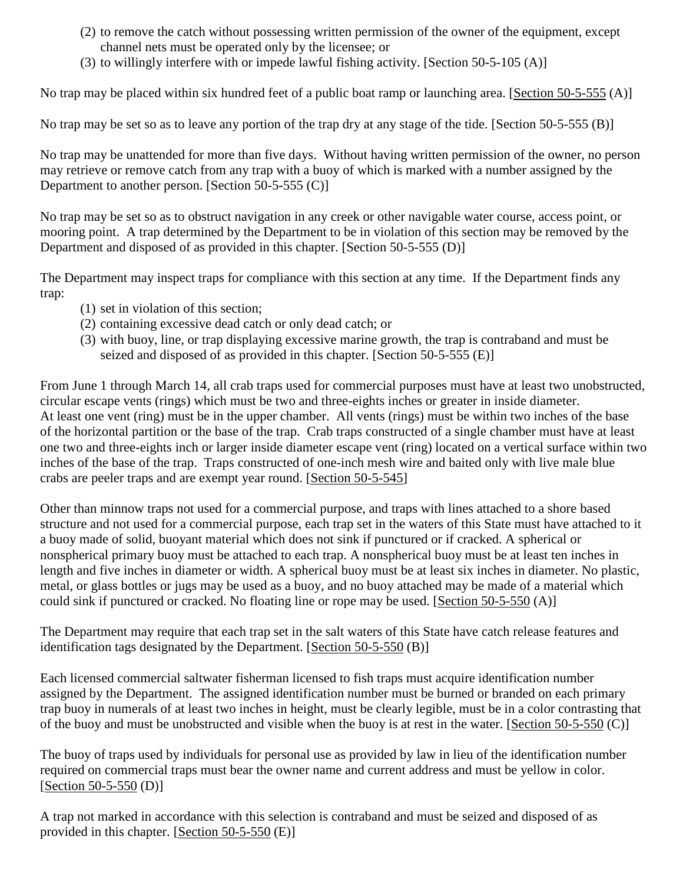(2) to remove the catch without possessing written permission of the owner of the equipment, except channel nets must be operated only by the licensee; or
(3) to willingly interfere with or impede lawful fishing activity. [Section 50-5-105 (A)]

No trap may be placed within six hundred feet of a public boat ramp or launching area. [Section 50-5-555 (A)]

No trap may be set so as to leave any portion of the trap dry at any stage of the tide. [Section 50-5-555 (B)]

No trap may be unattended for more than five days. Without having written permission of the owner, no person may retrieve or remove catch from any trap with a buoy of which is marked with a number assigned by the Department to another person. [Section 50-5-555 (C)]

No trap may be set so as to obstruct navigation in any creek or other navigable water course, access point, or mooring point. A trap determined by the Department to be in violation of this section may be removed by the Department and disposed of as provided in this chapter. [Section 50-5-555 (D)]

The Department may inspect traps for compliance with this section at any time. If the Department finds any trap:

(1) set in violation of this section;
(2) containing excessive dead catch or only dead catch; or
(3) with buoy, line, or trap displaying excessive marine growth, the trap is contraband and must be seized and disposed of as provided in this chapter. [Section 50-5-555 (E)]

From June 1 through March 14, all crab traps used for commercial purposes must have at least two unobstructed, circular escape vents (rings) which must be two and three-eights inches or greater in inside diameter. At least one vent (ring) must be in the upper chamber. All vents (rings) must be within two inches of the base of the horizontal partition or the base of the trap. Crab traps constructed of a single chamber must have at least one two and three-eights inch or larger inside diameter escape vent (ring) located on a vertical surface within two inches of the base of the trap. Traps constructed of one-inch mesh wire and baited only with live male blue crabs are peeler traps and are exempt year round. [Section 50-5-545]

Other than minnow traps not used for a commercial purpose, and traps with lines attached to a shore based structure and not used for a commercial purpose, each trap set in the waters of this State must have attached to it a buoy made of solid, buoyant material which does not sink if punctured or if cracked. A spherical or nonspherical primary buoy must be attached to each trap. A nonspherical buoy must be at least ten inches in length and five inches in diameter or width. A spherical buoy must be at least six inches in diameter. No plastic, metal, or glass bottles or jugs may be used as a buoy, and no buoy attached may be made of a material which could sink if punctured or cracked. No floating line or rope may be used. [Section 50-5-550 (A)]

The Department may require that each trap set in the salt waters of this State have catch release features and identification tags designated by the Department. [Section 50-5-550 (B)]

Each licensed commercial saltwater fisherman licensed to fish traps must acquire identification number assigned by the Department. The assigned identification number must be burned or branded on each primary trap buoy in numerals of at least two inches in height, must be clearly legible, must be in a color contrasting that of the buoy and must be unobstructed and visible when the buoy is at rest in the water. [Section 50-5-550 (C)]

The buoy of traps used by individuals for personal use as provided by law in lieu of the identification number required on commercial traps must bear the owner name and current address and must be yellow in color. [Section 50-5-550 (D)]

A trap not marked in accordance with this selection is contraband and must be seized and disposed of as provided in this chapter. [Section 50-5-550 (E)]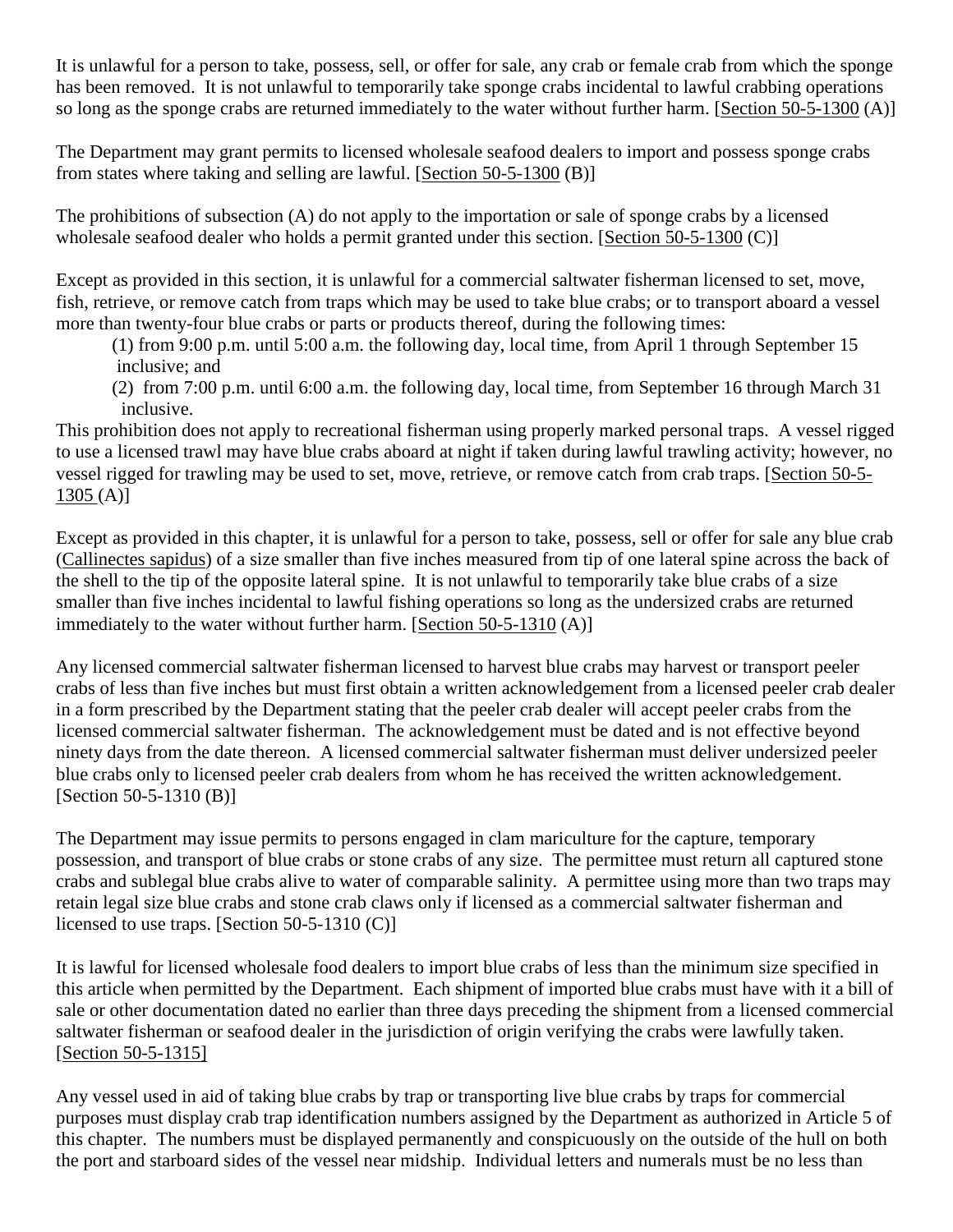It is unlawful for a person to take, possess, sell, or offer for sale, any crab or female crab from which the sponge has been removed. It is not unlawful to temporarily take sponge crabs incidental to lawful crabbing operations so long as the sponge crabs are returned immediately to the water without further harm. [Section 50-5-1300 (A)]

The Department may grant permits to licensed wholesale seafood dealers to import and possess sponge crabs from states where taking and selling are lawful. [Section 50-5-1300 (B)]

The prohibitions of subsection (A) do not apply to the importation or sale of sponge crabs by a licensed wholesale seafood dealer who holds a permit granted under this section. [Section 50-5-1300 (C)]

Except as provided in this section, it is unlawful for a commercial saltwater fisherman licensed to set, move, fish, retrieve, or remove catch from traps which may be used to take blue crabs; or to transport aboard a vessel more than twenty-four blue crabs or parts or products thereof, during the following times:

(1) from 9:00 p.m. until 5:00 a.m. the following day, local time, from April 1 through September 15 inclusive; and

(2) from 7:00 p.m. until 6:00 a.m. the following day, local time, from September 16 through March 31 inclusive.

This prohibition does not apply to recreational fisherman using properly marked personal traps. A vessel rigged to use a licensed trawl may have blue crabs aboard at night if taken during lawful trawling activity; however, no vessel rigged for trawling may be used to set, move, retrieve, or remove catch from crab traps. [Section 50-5-1305 (A)]

Except as provided in this chapter, it is unlawful for a person to take, possess, sell or offer for sale any blue crab (Callinectes sapidus) of a size smaller than five inches measured from tip of one lateral spine across the back of the shell to the tip of the opposite lateral spine. It is not unlawful to temporarily take blue crabs of a size smaller than five inches incidental to lawful fishing operations so long as the undersized crabs are returned immediately to the water without further harm. [Section 50-5-1310 (A)]

Any licensed commercial saltwater fisherman licensed to harvest blue crabs may harvest or transport peeler crabs of less than five inches but must first obtain a written acknowledgement from a licensed peeler crab dealer in a form prescribed by the Department stating that the peeler crab dealer will accept peeler crabs from the licensed commercial saltwater fisherman. The acknowledgement must be dated and is not effective beyond ninety days from the date thereon. A licensed commercial saltwater fisherman must deliver undersized peeler blue crabs only to licensed peeler crab dealers from whom he has received the written acknowledgement. [Section 50-5-1310 (B)]

The Department may issue permits to persons engaged in clam mariculture for the capture, temporary possession, and transport of blue crabs or stone crabs of any size. The permittee must return all captured stone crabs and sublegal blue crabs alive to water of comparable salinity. A permittee using more than two traps may retain legal size blue crabs and stone crab claws only if licensed as a commercial saltwater fisherman and licensed to use traps. [Section 50-5-1310 (C)]

It is lawful for licensed wholesale food dealers to import blue crabs of less than the minimum size specified in this article when permitted by the Department. Each shipment of imported blue crabs must have with it a bill of sale or other documentation dated no earlier than three days preceding the shipment from a licensed commercial saltwater fisherman or seafood dealer in the jurisdiction of origin verifying the crabs were lawfully taken. [Section 50-5-1315]

Any vessel used in aid of taking blue crabs by trap or transporting live blue crabs by traps for commercial purposes must display crab trap identification numbers assigned by the Department as authorized in Article 5 of this chapter. The numbers must be displayed permanently and conspicuously on the outside of the hull on both the port and starboard sides of the vessel near midship. Individual letters and numerals must be no less than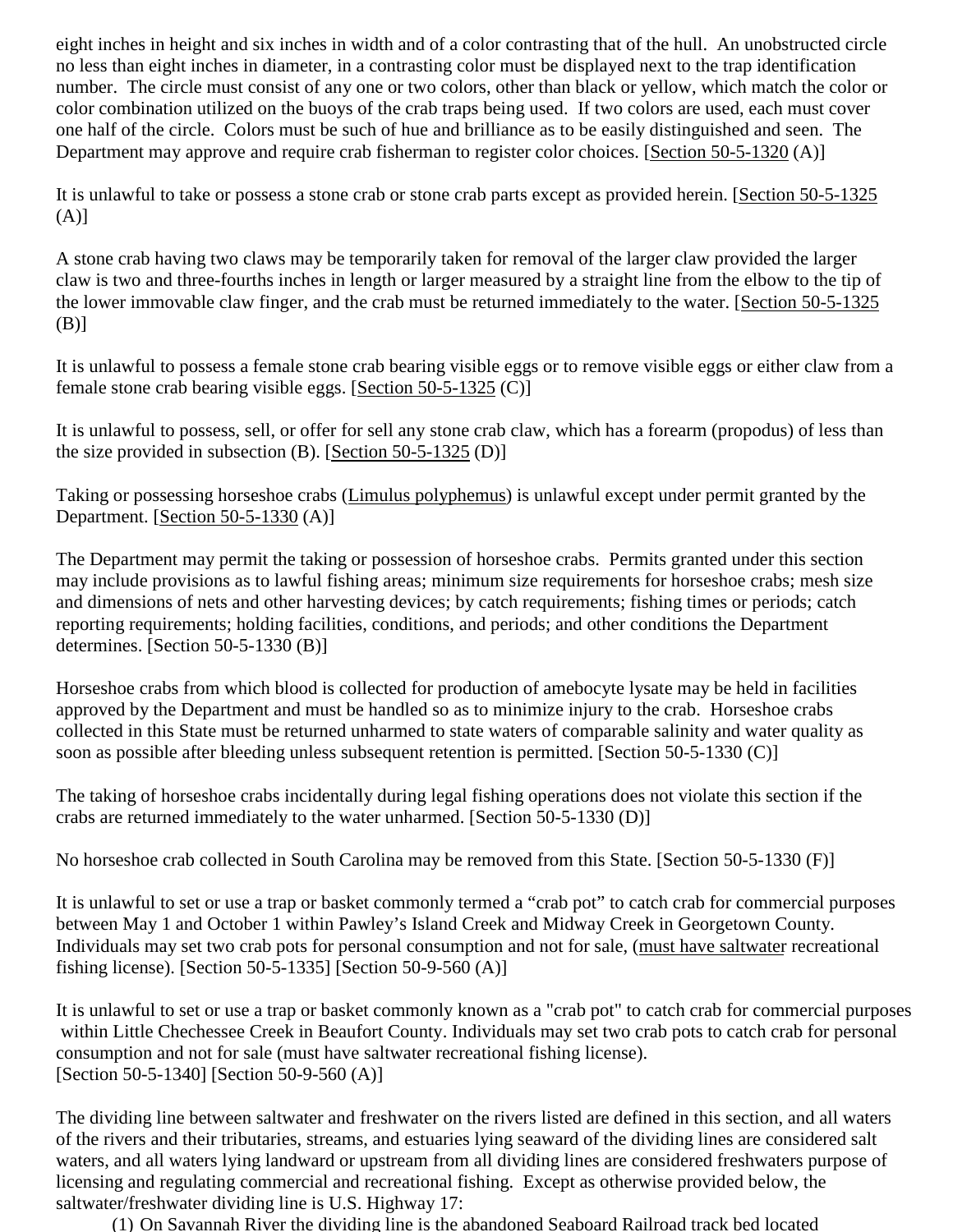eight inches in height and six inches in width and of a color contrasting that of the hull. An unobstructed circle no less than eight inches in diameter, in a contrasting color must be displayed next to the trap identification number. The circle must consist of any one or two colors, other than black or yellow, which match the color or color combination utilized on the buoys of the crab traps being used. If two colors are used, each must cover one half of the circle. Colors must be such of hue and brilliance as to be easily distinguished and seen. The Department may approve and require crab fisherman to register color choices. [Section 50-5-1320 (A)]

It is unlawful to take or possess a stone crab or stone crab parts except as provided herein. [Section 50-5-1325 (A)]

A stone crab having two claws may be temporarily taken for removal of the larger claw provided the larger claw is two and three-fourths inches in length or larger measured by a straight line from the elbow to the tip of the lower immovable claw finger, and the crab must be returned immediately to the water. [Section 50-5-1325 (B)]

It is unlawful to possess a female stone crab bearing visible eggs or to remove visible eggs or either claw from a female stone crab bearing visible eggs. [Section 50-5-1325 (C)]

It is unlawful to possess, sell, or offer for sell any stone crab claw, which has a forearm (propodus) of less than the size provided in subsection (B). [Section 50-5-1325 (D)]

Taking or possessing horseshoe crabs (Limulus polyphemus) is unlawful except under permit granted by the Department. [Section 50-5-1330 (A)]

The Department may permit the taking or possession of horseshoe crabs. Permits granted under this section may include provisions as to lawful fishing areas; minimum size requirements for horseshoe crabs; mesh size and dimensions of nets and other harvesting devices; by catch requirements; fishing times or periods; catch reporting requirements; holding facilities, conditions, and periods; and other conditions the Department determines. [Section 50-5-1330 (B)]

Horseshoe crabs from which blood is collected for production of amebocyte lysate may be held in facilities approved by the Department and must be handled so as to minimize injury to the crab. Horseshoe crabs collected in this State must be returned unharmed to state waters of comparable salinity and water quality as soon as possible after bleeding unless subsequent retention is permitted. [Section 50-5-1330 (C)]

The taking of horseshoe crabs incidentally during legal fishing operations does not violate this section if the crabs are returned immediately to the water unharmed. [Section 50-5-1330 (D)]

No horseshoe crab collected in South Carolina may be removed from this State. [Section 50-5-1330 (F)]

It is unlawful to set or use a trap or basket commonly termed a “crab pot” to catch crab for commercial purposes between May 1 and October 1 within Pawley’s Island Creek and Midway Creek in Georgetown County. Individuals may set two crab pots for personal consumption and not for sale, (must have saltwater recreational fishing license). [Section 50-5-1335] [Section 50-9-560 (A)]

It is unlawful to set or use a trap or basket commonly known as a "crab pot" to catch crab for commercial purposes within Little Chechessee Creek in Beaufort County. Individuals may set two crab pots to catch crab for personal consumption and not for sale (must have saltwater recreational fishing license). [Section 50-5-1340] [Section 50-9-560 (A)]

The dividing line between saltwater and freshwater on the rivers listed are defined in this section, and all waters of the rivers and their tributaries, streams, and estuaries lying seaward of the dividing lines are considered salt waters, and all waters lying landward or upstream from all dividing lines are considered freshwaters purpose of licensing and regulating commercial and recreational fishing. Except as otherwise provided below, the saltwater/freshwater dividing line is U.S. Highway 17:

(1) On Savannah River the dividing line is the abandoned Seaboard Railroad track bed located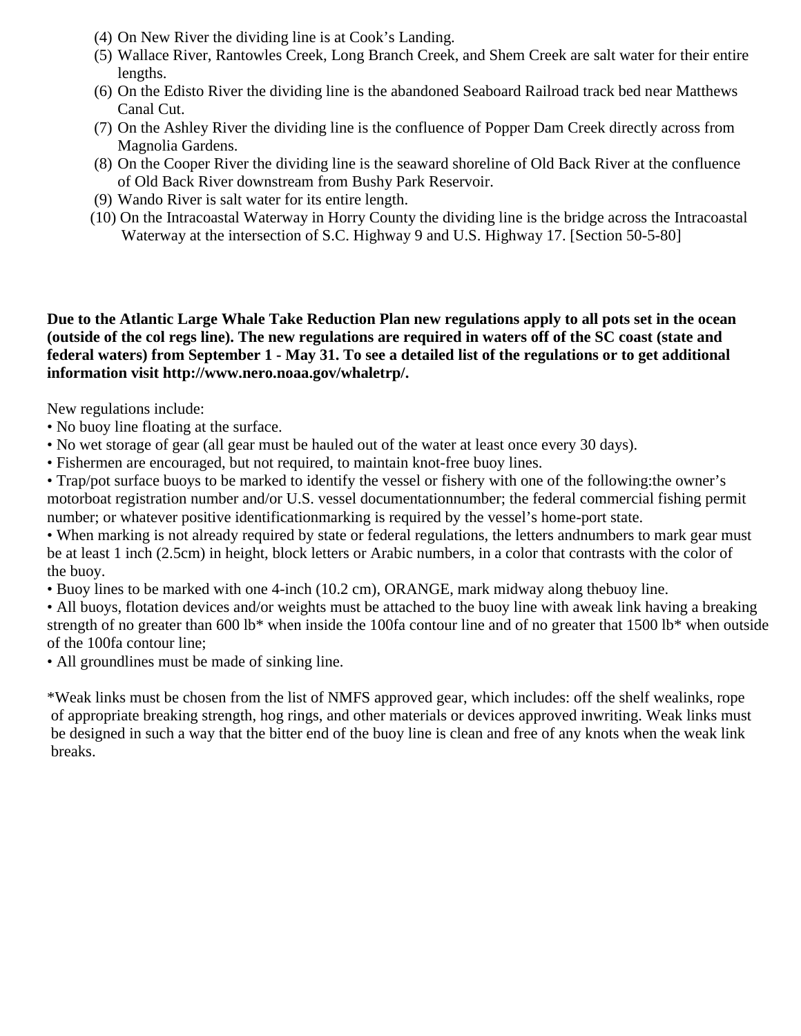(4) On New River the dividing line is at Cook's Landing.
(5) Wallace River, Rantowles Creek, Long Branch Creek, and Shem Creek are salt water for their entire lengths.
(6) On the Edisto River the dividing line is the abandoned Seaboard Railroad track bed near Matthews Canal Cut.
(7) On the Ashley River the dividing line is the confluence of Popper Dam Creek directly across from Magnolia Gardens.
(8) On the Cooper River the dividing line is the seaward shoreline of Old Back River at the confluence of Old Back River downstream from Bushy Park Reservoir.
(9) Wando River is salt water for its entire length.
(10) On the Intracoastal Waterway in Horry County the dividing line is the bridge across the Intracoastal Waterway at the intersection of S.C. Highway 9 and U.S. Highway 17. [Section 50-5-80]

**Due to the Atlantic Large Whale Take Reduction Plan new regulations apply to all pots set in the ocean (outside of the col regs line). The new regulations are required in waters off of the SC coast (state and federal waters) from September 1 - May 31. To see a detailed list of the regulations or to get additional information visit http://www.nero.noaa.gov/whaletrp/.**

New regulations include:

- No buoy line floating at the surface.
- No wet storage of gear (all gear must be hauled out of the water at least once every 30 days).
- Fishermen are encouraged, but not required, to maintain knot-free buoy lines.
- Trap/pot surface buoys to be marked to identify the vessel or fishery with one of the following:the owner's motorboat registration number and/or U.S. vessel documentationnumber; the federal commercial fishing permit number; or whatever positive identificationmarking is required by the vessel's home-port state.
- When marking is not already required by state or federal regulations, the letters andnumbers to mark gear must be at least 1 inch (2.5cm) in height, block letters or Arabic numbers, in a color that contrasts with the color of the buoy.
- Buoy lines to be marked with one 4-inch (10.2 cm), ORANGE, mark midway along thebuoy line.
- All buoys, flotation devices and/or weights must be attached to the buoy line with aweak link having a breaking strength of no greater than 600 lb* when inside the 100fa contour line and of no greater that 1500 lb* when outside of the 100fa contour line;
- All groundlines must be made of sinking line.

*Weak links must be chosen from the list of NMFS approved gear, which includes: off the shelf wealinks, rope of appropriate breaking strength, hog rings, and other materials or devices approved inwriting. Weak links must be designed in such a way that the bitter end of the buoy line is clean and free of any knots when the weak link breaks.